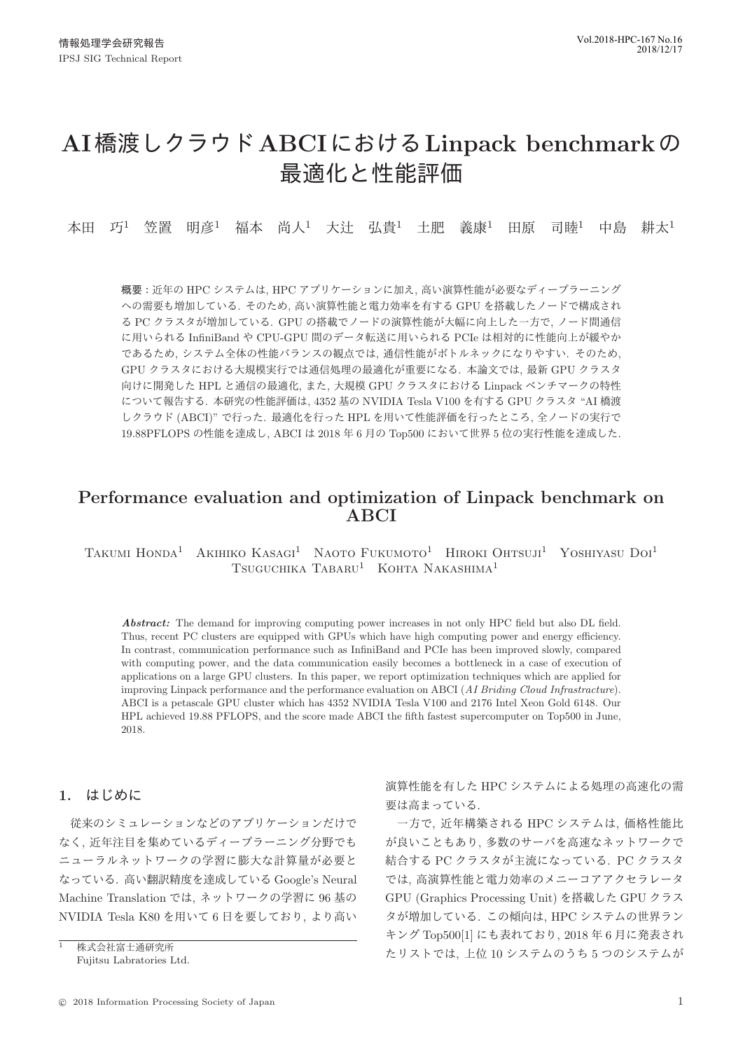# AI橋渡しクラウドABCIにおけるLinpack benchmarkの最適化と性能評価

本田 巧[1] 笠置 明彦[1] 福本 尚人[1] 大辻 弘貴[1] 土肥 義康[1] 田原 司睦[1] 中島 耕太[1]

**概要**：近年の HPC システムは, HPC アプリケーションに加え, 高い演算性能が必要なディープラーニングへの需要も増加している. そのため, 高い演算性能と電力効率を有する GPU を搭載したノードで構成される PC クラスタが増加している. GPU の搭載でノードの演算性能が大幅に向上した一方で, ノード間通信に用いられる InfiniBand や CPU-GPU 間のデータ転送に用いられる PCIe は相対的に性能向上が緩やかであるため, システム全体の性能バランスの観点では, 通信性能がボトルネックになりやすい. そのため, GPU クラスタにおける大規模実行では通信処理の最適化が重要になる. 本論文では, 最新 GPU クラスタ向けに開発した HPL と通信の最適化, また, 大規模 GPU クラスタにおける Linpack ベンチマークの特性について報告する. 本研究の性能評価は, 4352 基の NVIDIA Tesla V100 を有する GPU クラスタ "AI 橋渡しクラウド (ABCI)" で行った. 最適化を行った HPL を用いて性能評価を行ったところ, 全ノードの実行で 19.88PFLOPS の性能を達成し, ABCI は 2018 年 6 月の Top500 において世界 5 位の実行性能を達成した.

# Performance evaluation and optimization of Linpack benchmark on ABCI

Takumi Honda[1] Akihiko Kasagi[1] Naoto Fukumoto[1] Hiroki Ohtsuji[1] Yoshiyasu Doi[1] Tsuguchika Tabaru[1] Kohta Nakashima[1]

***Abstract:*** The demand for improving computing power increases in not only HPC field but also DL field. Thus, recent PC clusters are equipped with GPUs which have high computing power and energy efficiency. In contrast, communication performance such as InfiniBand and PCIe has been improved slowly, compared with computing power, and the data communication easily becomes a bottleneck in a case of execution of applications on a large GPU clusters. In this paper, we report optimization techniques which are applied for improving Linpack performance and the performance evaluation on ABCI (*AI Briding Cloud Infrastructure*). ABCI is a petascale GPU cluster which has 4352 NVIDIA Tesla V100 and 2176 Intel Xeon Gold 6148. Our HPL achieved 19.88 PFLOPS, and the score made ABCI the fifth fastest supercomputer on Top500 in June, 2018.

## 1. はじめに

従来のシミュレーションなどのアプリケーションだけでなく, 近年注目を集めているディープラーニング分野でもニューラルネットワークの学習に膨大な計算量が必要となっている. 高い翻訳精度を達成している Google's Neural Machine Translation では, ネットワークの学習に 96 基の NVIDIA Tesla K80 を用いて 6 日を要しており, より高い演算性能を有した HPC システムによる処理の高速化の需要は高まっている.

一方で, 近年構築される HPC システムは, 価格性能比が良いこともあり, 多数のサーバを高速なネットワークで結合する PC クラスタが主流になっている. PC クラスタでは, 高演算性能と電力効率のメニーコアアクセラレータ GPU (Graphics Processing Unit) を搭載した GPU クラスタが増加している. この傾向は, HPC システムの世界ランキング Top500[1] にも表れており, 2018 年 6 月に発表されたリストでは, 上位 10 システムのうち 5 つのシステムが

[1] 株式会社富士通研究所
Fujitsu Labratories Ltd.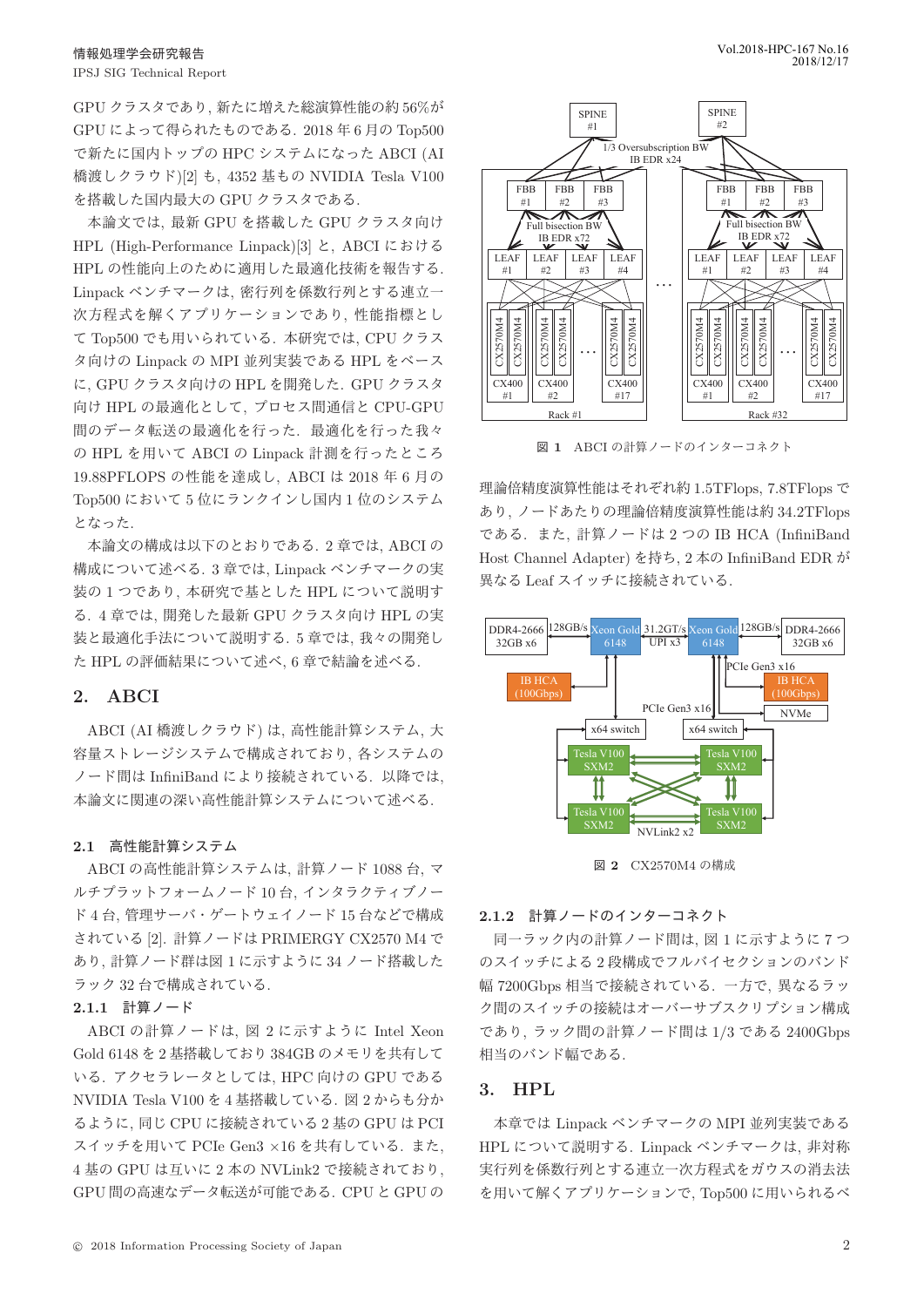GPU クラスタであり，新たに増えた総演算性能の約 56%が GPU によって得られたものである．2018 年 6 月の Top500 で新たに国内トップの HPC システムになった ABCI (AI 橋渡しクラウド)[2] も，4352 基もの NVIDIA Tesla V100 を搭載した国内最大の GPU クラスタである．

本論文では，最新 GPU を搭載した GPU クラスタ向け HPL (High-Performance Linpack)[3] と，ABCI における HPL の性能向上のために適用した最適化技術を報告する．Linpack ベンチマークは，密行列を係数行列とする連立一次方程式を解くアプリケーションであり，性能指標として Top500 でも用いられている．本研究では，CPU クラスタ向けの Linpack の MPI 並列実装である HPL をベースに，GPU クラスタ向けの HPL を開発した．GPU クラスタ向け HPL の最適化として，プロセス間通信と CPU-GPU 間のデータ転送の最適化を行った．最適化を行った我々の HPL を用いて ABCI の Linpack 計測を行ったところ 19.88PFLOPS の性能を達成し，ABCI は 2018 年 6 月の Top500 において 5 位にランクインし国内 1 位のシステムとなった．

本論文の構成は以下のとおりである．2 章では，ABCI の構成について述べる．3 章では，Linpack ベンチマークの実装の 1 つであり，本研究で基とした HPL について説明する．4 章では，開発した最新 GPU クラスタ向け HPL の実装と最適化手法について説明する．5 章では，我々の開発した HPL の評価結果について述べ，6 章で結論を述べる．

## 2. ABCI

ABCI (AI 橋渡しクラウド) は，高性能計算システム，大容量ストレージシステムで構成されており，各システムのノード間は InfiniBand により接続されている．以降では，本論文に関連の深い高性能計算システムについて述べる．

### 2.1 高性能計算システム

ABCI の高性能計算システムは，計算ノード 1088 台，マルチプラットフォームノード 10 台，インタラクティブノード 4 台，管理サーバ・ゲートウェイノード 15 台などで構成されている [2]．計算ノードは PRIMERGY CX2570 M4 であり，計算ノード群は図 1 に示すように 34 ノード搭載したラック 32 台で構成されている．

#### 2.1.1 計算ノード

ABCI の計算ノードは，図 2 に示すように Intel Xeon Gold 6148 を 2 基搭載しており 384GB のメモリを共有している．アクセラレータとしては，HPC 向けの GPU である NVIDIA Tesla V100 を 4 基搭載している．図 2 からも分かるように，同じ CPU に接続されている 2 基の GPU は PCI スイッチを用いて PCIe Gen3 ×16 を共有している．また，4 基の GPU は互いに 2 本の NVLink2 で接続されており，GPU 間の高速なデータ転送が可能である．CPU と GPU の理論倍精度演算性能はそれぞれ約 1.5TFlops, 7.8TFlops であり，ノードあたりの理論倍精度演算性能は約 34.2TFlops である．また，計算ノードは 2 つの IB HCA (InfiniBand Host Channel Adapter) を持ち，2 本の InfiniBand EDR が異なる Leaf スイッチに接続されている．

図 1　ABCI の計算ノードのインターコネクト

図 2　CX2570M4 の構成

#### 2.1.2 計算ノードのインターコネクト

同一ラック内の計算ノード間は，図 1 に示すように 7 つのスイッチによる 2 段構成でフルバイセクションのバンド幅 7200Gbps 相当で接続されている．一方で，異なるラック間のスイッチの接続はオーバーサブスクリプション構成であり，ラック間の計算ノード間は 1/3 である 2400Gbps 相当のバンド幅である．

## 3. HPL

本章では Linpack ベンチマークの MPI 並列実装である HPL について説明する．Linpack ベンチマークは，非対称密行列を係数行列とする連立一次方程式をガウスの消去法を用いて解くアプリケーションで，Top500 に用いられるベ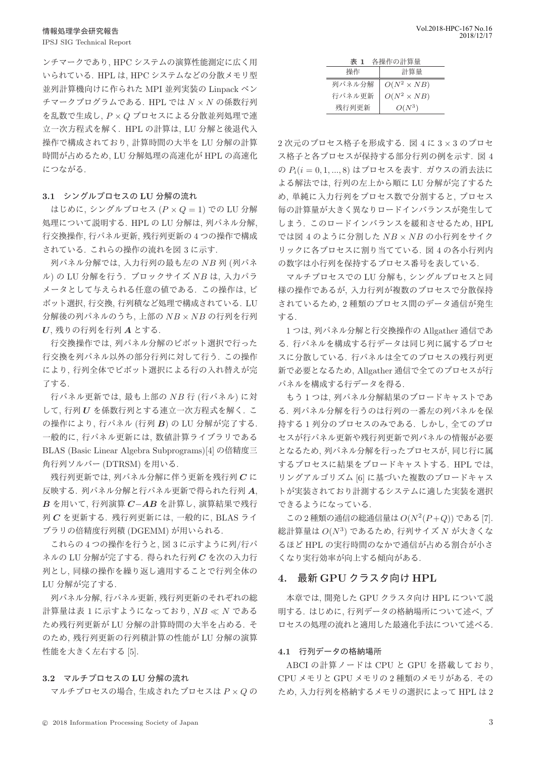ンチマークであり, HPC システムの演算性能測定に広く用いられている. HPL は, HPC システムなどの分散メモリ型並列計算機向けに作られた MPI 並列実装の Linpack ベンチマークプログラムである. HPL では $N \times N$ の係数行列を乱数で生成し, $P \times Q$ プロセスによる分散並列処理で連立一次方程式を解く. HPL の計算は, LU 分解と後退代入操作で構成されており, 計算時間の大半を LU 分解の計算時間が占めるため, LU 分解処理の高速化が HPL の高速化につながる.

### 3.1 シングルプロセスの LU 分解の流れ

はじめに, シングルプロセス ($P \times Q = 1$) での LU 分解処理について説明する. HPL の LU 分解は, 列パネル分解, 行交換操作, 行パネル更新, 残行列更新の 4 つの操作で構成されている. これらの操作の流れを図 3 に示す.

列パネル分解では, 入力行列の最も左の $NB$ 列 (列パネル) の LU 分解を行う. ブロックサイズ $NB$ は, 入力パラメータとして与えられる任意の値である. この操作は, ピボット選択, 行交換, 行列積など処理で構成されている. LU 分解後の列パネルのうち, 上部の $NB \times NB$ の行列を行列 $\boldsymbol{U}$, 残りの行列を行列 $\boldsymbol{A}$ とする.

行交換操作では, 列パネル分解のピボット選択で行った行交換を列パネル以外の部分行列に対して行う. この操作により, 行列全体でピボット選択による行の入れ替えが完了する.

行パネル更新では, 最も上部の $NB$ 行 (行パネル) に対して, 行列 $\boldsymbol{U}$ を係数行列とする連立一次方程式を解く. この操作により, 行パネル (行列 $\boldsymbol{B}$) の LU 分解が完了する. 一般的に, 行パネル更新には, 数値計算ライブラリである BLAS (Basic Linear Algebra Subprograms)[4] の倍精度三角行列ソルバー (DTRSM) を用いる.

残行列更新では, 列パネル分解に伴う更新を残行列 $\boldsymbol{C}$ に反映する. 列パネル分解と行パネル更新で得られた行列 $\boldsymbol{A}$, $\boldsymbol{B}$ を用いて, 行列演算 $\boldsymbol{C} - \boldsymbol{AB}$ を計算し, 演算結果で残行列 $\boldsymbol{C}$ を更新する. 残行列更新には, 一般的に, BLAS ライブラリの倍精度行列積 (DGEMM) が用いられる.

これらの 4 つの操作を行うと, 図 3 に示すように列/行パネルの LU 分解が完了する. 得られた行列 $\boldsymbol{C}$ を次の入力行列とし, 同様の操作を繰り返し適用することで行列全体の LU 分解が完了する.

列パネル分解, 行パネル更新, 残行列更新のそれぞれの総計算量は表 1 に示すようになっており, $NB \ll N$ であるため残行列更新が LU 分解の計算時間の大半を占める. そのため, 残行列更新の行列積計算の性能が LU 分解の演算性能を大きく左右する [5].

### 3.2 マルチプロセスの LU 分解の流れ

マルチプロセスの場合, 生成されたプロセスは $P \times Q$ の 2 次元のプロセス格子を形成する. 図 4 に $3 \times 3$ のプロセス格子と各プロセスが保持する部分行列の例を示す. 図 4 の $P_i (i = 0, 1, ..., 8)$ はプロセスを表す. ガウスの消去法による解法では, 行列の左上から順に LU 分解が完了するため, 単純に入力行列をプロセス数で分割すると, プロセス毎の計算量が大きく異なりロードインバランスが発生してしまう. このロードインバランスを緩和させるため, HPL では図 4 のように分割した $NB \times NB$ の小行列をサイクリックに各プロセスに割り当てている. 図 4 の各小行列内の数字は小行列を保持するプロセス番号を表している.

**表 1** 各操作の計算量

| 操作 | 計算量 |
| --- | --- |
| 列パネル分解 | $O(N^2 \times NB)$ |
| 行パネル更新 | $O(N^2 \times NB)$ |
| 残行列更新 | $O(N^3)$ |

マルチプロセスでの LU 分解も, シングルプロセスと同様の操作であるが, 入力行列が複数のプロセスで分散保持されているため, 2 種類のプロセス間のデータ通信が発生する.

1 つは, 列パネル分解と行交換操作の Allgather 通信である. 行パネルを構成する行データは同じ列に属するプロセスに分散している. 行パネルは全てのプロセスの残行列更新で必要となるため, Allgather 通信で全てのプロセスが行パネルを構成する行データを得る.

もう 1 つは, 列パネル分解結果のブロードキャストである. 列パネル分解を行うのは行列の一番左の列パネルを保持する 1 列分のプロセスのみである. しかし, 全てのプロセスが行パネル更新や残行列更新で列パネルの情報が必要となるため, 列パネル分解を行ったプロセスが, 同じ行に属するプロセスに結果をブロードキャストする. HPL では, リングアルゴリズム [6] に基づいた複数のブロードキャストが実装されており計測するシステムに適した実装を選択できるようになっている.

この 2 種類の通信の総通信量は $O(N^2(P+Q))$ である [7]. 総計算量は $O(N^3)$ であるため, 行列サイズ $N$ が大きくなるほど HPL の実行時間のなかで通信が占める割合が小さくなり実行効率が向上する傾向がある.

## 4. 最新 GPU クラスタ向け HPL

本章では, 開発した GPU クラスタ向け HPL について説明する. はじめに, 行列データの格納場所について述べ, プロセスの処理の流れと適用した最適化手法について述べる.

### 4.1 行列データの格納場所

ABCI の計算ノードは CPU と GPU を搭載しており, CPU メモリと GPU メモリの 2 種類のメモリがある. そのため, 入力行列を格納するメモリの選択によって HPL は 2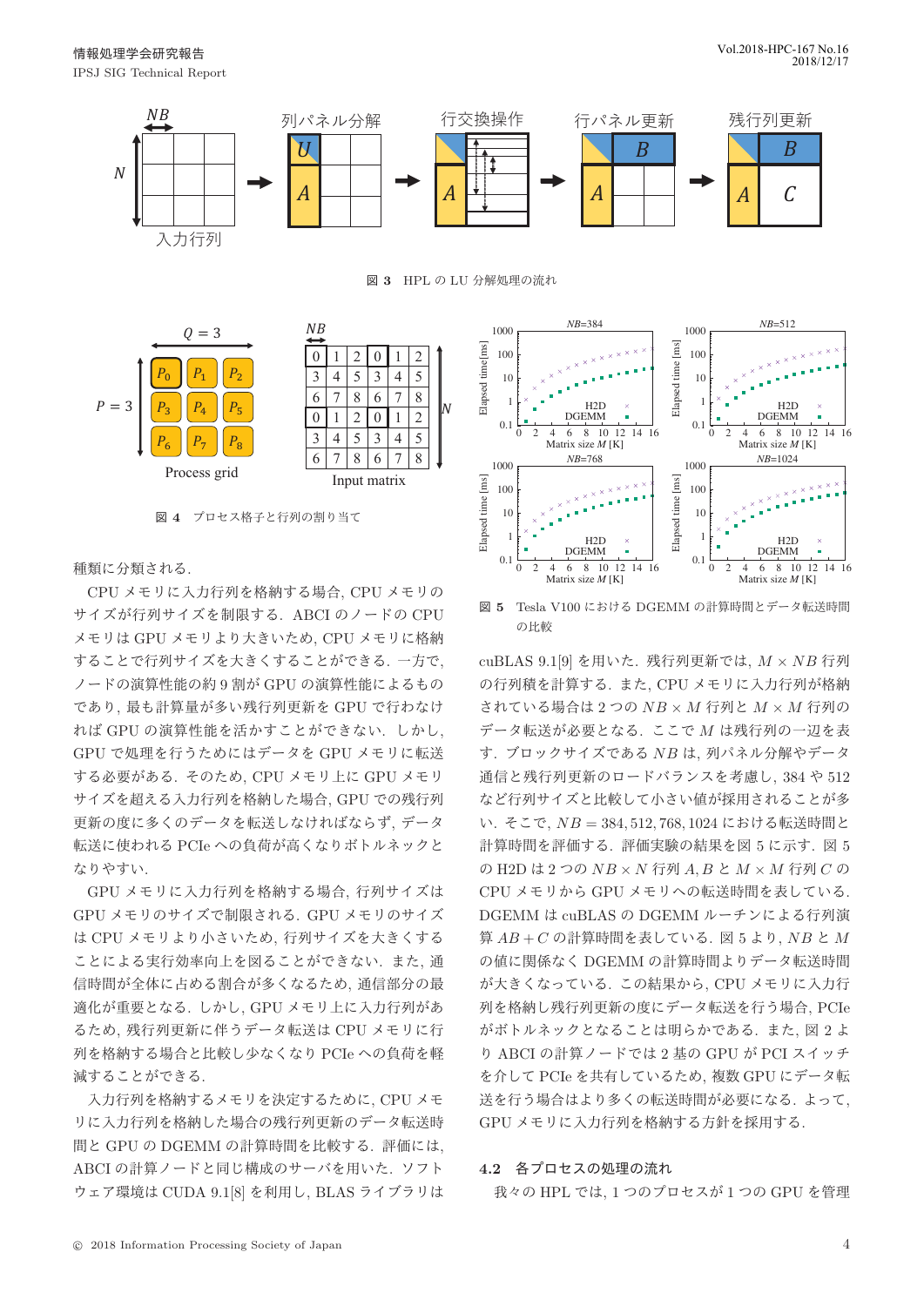図 3　HPL の LU 分解処理の流れ

図 4　プロセス格子と行列の割り当て

種類に分類される．

CPU メモリに入力行列を格納する場合, CPU メモリのサイズが行列サイズを制限する．ABCI のノードの CPU メモリは GPU メモリより大きいため, CPU メモリに格納することで行列サイズを大きくすることができる．一方で, ノードの演算性能の約 9 割が GPU の演算性能によるものであり, 最も計算量が多い残行列更新を GPU で行わなければ GPU の演算性能を活かすことができない．しかし, GPU で処理を行うためにはデータを GPU メモリに転送する必要がある．そのため, CPU メモリ上に GPU メモリサイズを超える入力行列を格納した場合, GPU での残行列更新の度に多くのデータを転送しなければならず, データ転送に使われる PCIe への負荷が高くなりボトルネックとなりやすい．

GPU メモリに入力行列を格納する場合, 行列サイズは GPU メモリのサイズで制限される．GPU メモリのサイズは CPU メモリより小さいため, 行列サイズを大きくすることによる実行効率向上を図ることができない．また, 通信時間が全体に占める割合が多くなるため, 通信部分の最適化が重要となる．しかし, GPU メモリ上に入力行列があるため, 残行列更新に伴うデータ転送は CPU メモリに行列を格納する場合と比較し少なくなり PCIe への負荷を軽減することができる．

入力行列を格納するメモリを決定するために, CPU メモリに入力行列を格納した場合の残行列更新のデータ転送時間と GPU の DGEMM の計算時間を比較する．評価には, ABCI の計算ノードと同じ構成のサーバを用いた．ソフトウェア環境は CUDA 9.1[8] を利用し, BLAS ライブラリは cuBLAS 9.1[9] を用いた．残行列更新では, $M \times NB$ 行列の行列積を計算する．また, CPU メモリに入力行列が格納されている場合は 2 つの $NB \times M$ 行列と $M \times M$ 行列のデータ転送が必要となる．ここで $M$ は残行列の一辺を表す．ブロックサイズである $NB$ は, 列パネル分解やデータ通信と残行列更新のロードバランスを考慮し, 384 や 512 など行列サイズと比較して小さい値が採用されることが多い．そこで, $NB = 384, 512, 768, 1024$ における転送時間と計算時間を評価する．評価実験の結果を図 5 に示す．図 5 の H2D は 2 つの $NB \times N$ 行列 $A, B$ と $M \times M$ 行列 $C$ の CPU メモリから GPU メモリへの転送時間を表している．DGEMM は cuBLAS の DGEMM ルーチンによる行列演算 $AB + C$ の計算時間を表している．図 5 より, $NB$ と $M$ の値に関係なく DGEMM の計算時間よりデータ転送時間が大きくなっている．この結果から, CPU メモリに入力行列を格納し残行列更新の度にデータ転送を行う場合, PCIe がボトルネックとなることは明らかである．また, 図 2 より ABCI の計算ノードでは 2 基の GPU が PCI スイッチを介して PCIe を共有しているため, 複数 GPU にデータ転送を行う場合はより多くの転送時間が必要になる．よって, GPU メモリに入力行列を格納する方針を採用する．

図 5　Tesla V100 における DGEMM の計算時間とデータ転送時間の比較

## 4.2　各プロセスの処理の流れ

我々の HPL では, 1 つのプロセスが 1 つの GPU を管理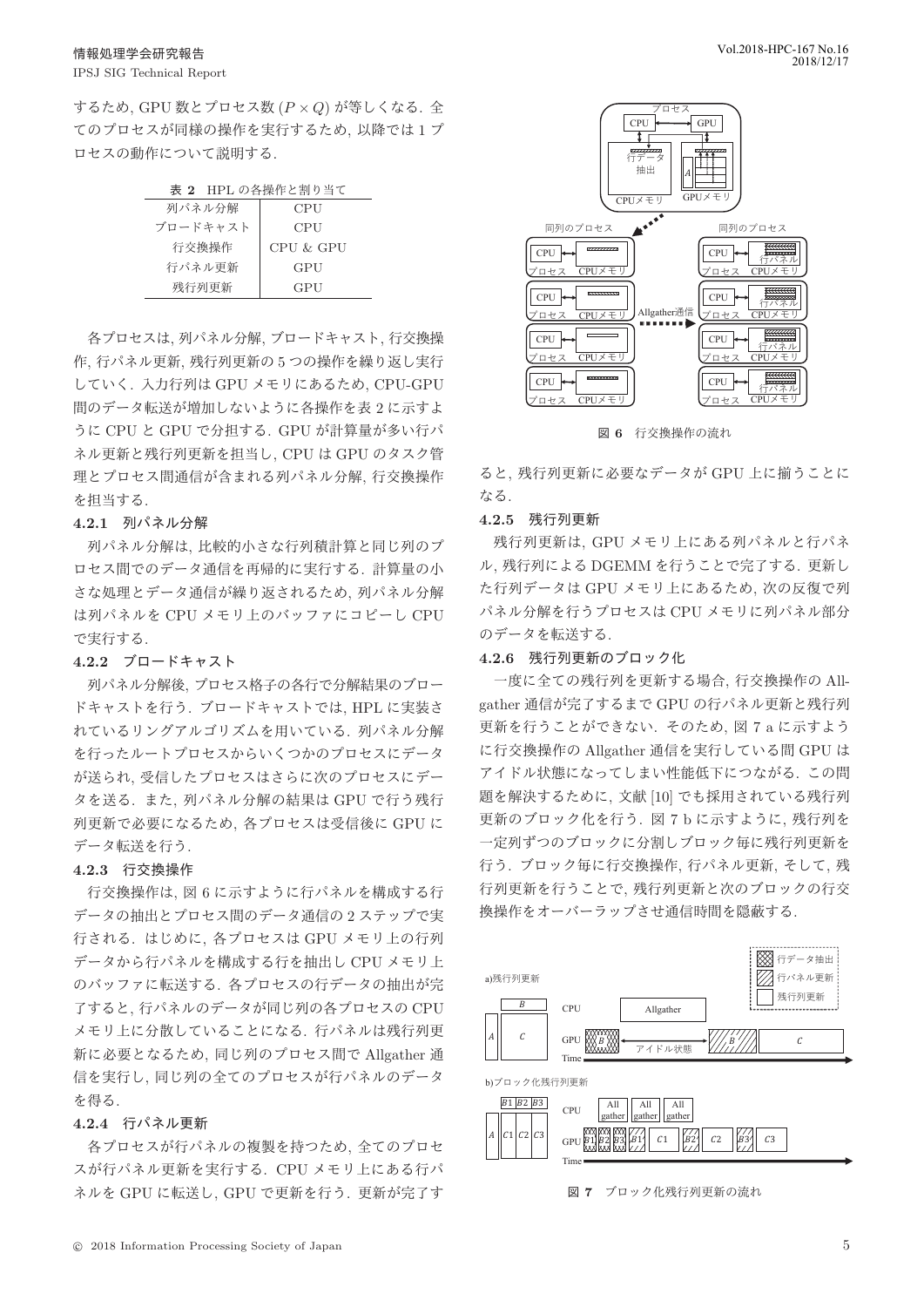するため, GPU 数とプロセス数 ($P \times Q$) が等しくなる. 全てのプロセスが同様の操作を実行するため, 以降では 1 プロセスの動作について説明する.

表 2　HPL の各操作と割り当て

| | |
|---|---|
| 列パネル分解 | CPU |
| ブロードキャスト | CPU |
| 行交換操作 | CPU & GPU |
| 行パネル更新 | GPU |
| 残行列更新 | GPU |

各プロセスは, 列パネル分解, ブロードキャスト, 行交換操作, 行パネル更新, 残行列更新の 5 つの操作を繰り返し実行していく. 入力行列は GPU メモリにあるため, CPU-GPU 間のデータ転送が増加しないように各操作を表 2 に示すように CPU と GPU で分担する. GPU が計算量が多い行パネル更新と残行列更新を担当し, CPU は GPU のタスク管理とプロセス間通信が含まれる列パネル分解, 行交換操作を担当する.

#### 4.2.1　列パネル分解

列パネル分解は, 比較的小さな行列積計算と同じ列のプロセス間でのデータ通信を再帰的に実行する. 計算量の小さな処理とデータ通信が繰り返されるため, 列パネル分解は列パネルを CPU メモリ上のバッファにコピーし CPU で実行する.

#### 4.2.2　ブロードキャスト

列パネル分解後, プロセス格子の各行で分解結果のブロードキャストを行う. ブロードキャストでは, HPL に実装されているリングアルゴリズムを用いている. 列パネル分解を行ったルートプロセスからいくつかのプロセスにデータが送られ, 受信したプロセスはさらに次のプロセスにデータを送る. また, 列パネル分解の結果は GPU で行う残行列更新で必要になるため, 各プロセスは受信後に GPU にデータ転送を行う.

#### 4.2.3　行交換操作

行交換操作は, 図 6 に示すように行パネルを構成する行データの抽出とプロセス間のデータ通信の 2 ステップで実行される. はじめに, 各プロセスは GPU メモリ上の行列データから行パネルを構成する行を抽出し CPU メモリ上のバッファに転送する. 各プロセスの行データの抽出が完了すると, 行パネルのデータが同じ列の各プロセスの CPU メモリ上に分散していることになる. 行パネルは残行列更新に必要となるため, 同じ列のプロセス間で Allgather 通信を実行し, 同じ列の全てのプロセスが行パネルのデータを得る.

#### 4.2.4　行パネル更新

各プロセスが行パネルの複製を持つため, 全てのプロセスが行パネル更新を実行する. CPU メモリ上にある行パネルを GPU に転送し, GPU で更新を行う. 更新が完了すると, 残行列更新に必要なデータが GPU 上に揃うことになる.

図 6　行交換操作の流れ

#### 4.2.5　残行列更新

残行列更新は, GPU メモリ上にある列パネルと行パネル, 残行列による DGEMM を行うことで完了する. 更新した行列データは GPU メモリ上にあるため, 次の反復で列パネル分解を行うプロセスは CPU メモリに列パネル部分のデータを転送する.

#### 4.2.6　残行列更新のブロック化

一度に全ての残行列を更新する場合, 行交換操作の Allgather 通信が完了するまで GPU の行パネル更新と残行列更新を行うことができない. そのため, 図 7 a に示すように行交換操作の Allgather 通信を実行している間 GPU はアイドル状態になってしまい性能低下につながる. この問題を解決するために, 文献 [10] でも採用されている残行列更新のブロック化を行う. 図 7 b に示すように, 残行列を一定列ずつのブロックに分割しブロック毎に残行列更新を行う. ブロック毎に行交換操作, 行パネル更新, そして, 残行列更新を行うことで, 残行列更新と次のブロックの行交換操作をオーバーラップさせ通信時間を隠蔽する.

図 7　ブロック化残行列更新の流れ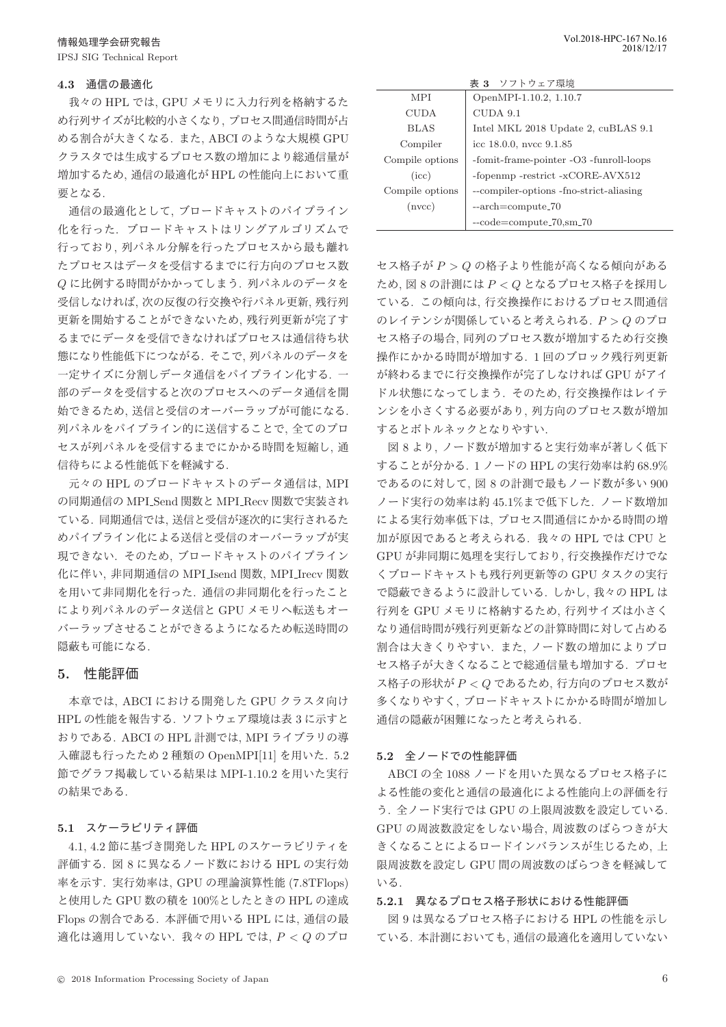### 4.3 通信の最適化

我々の HPL では, GPU メモリに入力行列を格納するため行列サイズが比較的小さくなり, プロセス間通信時間が占める割合が大きくなる．また, ABCI のような大規模 GPU クラスタでは生成するプロセス数の増加により総通信量が増加するため, 通信の最適化が HPL の性能向上において重要となる．

通信の最適化として, ブロードキャストのパイプライン化を行った．ブロードキャストはリングアルゴリズムで行っており, 列パネル分解を行ったプロセスから最も離れたプロセスはデータを受信するまでに行方向のプロセス数 $Q$ に比例する時間がかかってしまう．列パネルのデータを受信しなければ, 次の反復の行交換や行パネル更新, 残行列更新を開始することができないため, 残行列更新が完了するまでにデータを受信できなければプロセスは通信待ち状態になり性能低下につながる．そこで, 列パネルのデータを一定サイズに分割しデータ通信をパイプライン化する．一部のデータを受信すると次のプロセスへのデータ通信を開始できるため, 送信と受信のオーバーラップが可能になる. 列パネルをパイプライン的に送信することで, 全てのプロセスが列パネルを受信するまでにかかる時間を短縮し, 通信待ちによる性能低下を軽減する．

元々の HPL のブロードキャストのデータ通信は, MPI の同期通信の MPI_Send 関数と MPI_Recv 関数で実装されている．同期通信では, 送信と受信が逐次的に実行されるためパイプライン化による送信と受信のオーバーラップが実現できない．そのため, ブロードキャストのパイプライン化に伴い, 非同期通信の MPI_Isend 関数, MPI_Irecv 関数を用いて非同期化を行った．通信の非同期化を行ったことにより列パネルのデータ送信と GPU メモリへ転送もオーバーラップさせることができるようになるため転送時間の隠蔽も可能になる．

## 5. 性能評価

本章では, ABCI における開発した GPU クラスタ向け HPL の性能を報告する．ソフトウェア環境は表 3 に示すとおりである．ABCI の HPL 計測では, MPI ライブラリの導入確認も行ったため 2 種類の OpenMPI[11] を用いた．5.2 節でグラフ掲載している結果は MPI-1.10.2 を用いた実行の結果である．

表 3 ソフトウェア環境

| | |
|---|---|
| MPI | OpenMPI-1.10.2, 1.10.7 |
| CUDA | CUDA 9.1 |
| BLAS | Intel MKL 2018 Update 2, cuBLAS 9.1 |
| Compiler | icc 18.0.0, nvcc 9.1.85 |
| Compile options (icc) | -fomit-frame-pointer -O3 -funroll-loops -fopenmp -restrict -xCORE-AVX512 |
| Compile options (nvcc) | --compiler-options -fno-strict-aliasing --arch=compute_70 --code=compute_70,sm_70 |

### 5.1 スケーラビリティ評価

4.1, 4.2 節に基づき開発した HPL のスケーラビリティを評価する．図 8 に異なるノード数における HPL の実行効率を示す．実行効率は, GPU の理論演算性能 (7.8TFlops) と使用した GPU 数の積を 100%としたときの HPL の達成 Flops の割合である．本評価で用いる HPL には, 通信の最適化は適用していない．我々の HPL では, $P < Q$ のプロセス格子が $P > Q$ の格子より性能が高くなる傾向があるため, 図 8 の計測には $P < Q$ となるプロセス格子を採用している．この傾向は, 行交換操作におけるプロセス間通信のレイテンシが関係していると考えられる．$P > Q$ のプロセス格子の場合, 同列のプロセス数が増加するため行交換操作にかかる時間が増加する．1 回のブロック残行列更新が終わるまでに行交換操作が完了しなければ GPU がアイドル状態になってしまう．そのため, 行交換操作はレイテンシを小さくする必要があり, 列方向のプロセス数が増加するとボトルネックとなりやすい．

図 8 より, ノード数が増加すると実行効率が著しく低下することが分かる．1 ノードの HPL の実行効率は約 68.9% であるのに対して, 図 8 の計測で最もノード数が多い 900 ノード実行の効率は約 45.1%まで低下した．ノード数増加による実行効率低下は, プロセス間通信にかかる時間の増加が原因であると考えられる．我々の HPL では CPU と GPU が非同期に処理を実行しており, 行交換操作だけでなくブロードキャストも残行列更新等の GPU タスクの実行で隠蔽できるように設計している．しかし, 我々の HPL は行列を GPU メモリに格納するため, 行列サイズは小さくなり通信時間が残行列更新などの計算時間に対して占める割合は大きくりやすい．また, ノード数の増加によりプロセス格子が大きくなることで総通信量も増加する．プロセス格子の形状が $P < Q$ であるため, 行方向のプロセス数が多くなりやすく, ブロードキャストにかかる時間が増加し通信の隠蔽が困難になったと考えられる．

### 5.2 全ノードでの性能評価

ABCI の全 1088 ノードを用いた異なるプロセス格子による性能の変化と通信の最適化による性能向上の評価を行う．全ノード実行では GPU の上限周波数を設定している．GPU の周波数設定をしない場合, 周波数のばらつきが大きくなることによるロードインバランスが生じるため, 上限周波数を設定し GPU 間の周波数のばらつきを軽減している．

#### 5.2.1 異なるプロセス格子形状における性能評価

図 9 は異なるプロセス格子における HPL の性能を示している．本計測においても, 通信の最適化を適用していない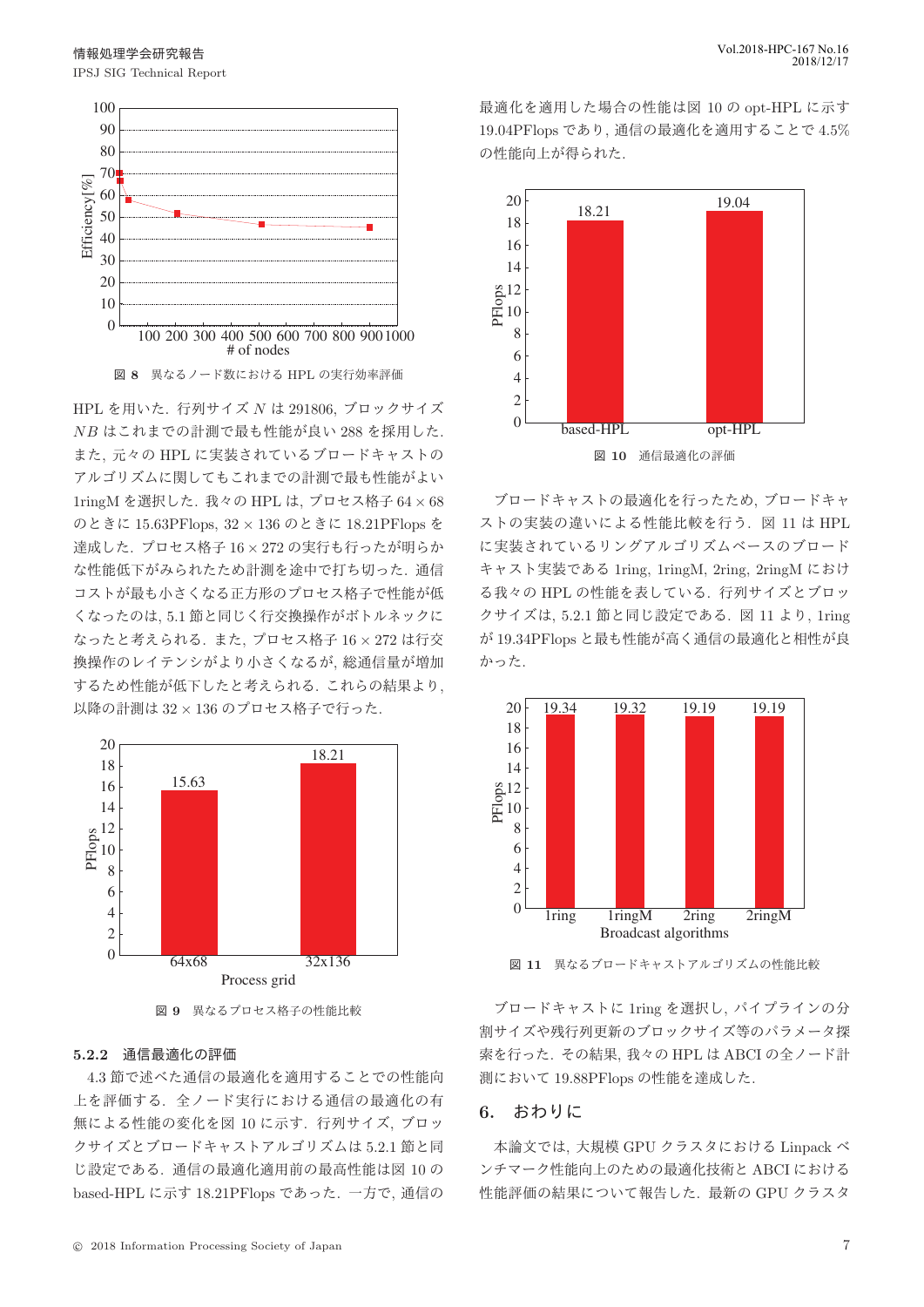図 8　異なるノード数における HPL の実行効率評価

HPL を用いた．行列サイズ $N$ は 291806, ブロックサイズ $NB$ はこれまでの計測で最も性能が良い 288 を採用した．また, 元々の HPL に実装されているブロードキャストのアルゴリズムに関してもこれまでの計測で最も性能がよい 1ringM を選択した．我々の HPL は, プロセス格子 $64 \times 68$ のときに 15.63PFlops, $32 \times 136$ のときに 18.21PFlops を達成した．プロセス格子 $16 \times 272$ の実行も行ったが明らかな性能低下がみられたため計測を途中で打ち切った．通信コストが最も小さくなる正方形のプロセス格子で性能が低くなったのは, 5.1 節と同じく行交換操作がボトルネックになったと考えられる．また, プロセス格子 $16 \times 272$ は行交換操作のレイテンシがより小さくなるが, 総通信量が増加するため性能が低下したと考えられる．これらの結果より, 以降の計測は $32 \times 136$ のプロセス格子で行った．

図 9　異なるプロセス格子の性能比較

### 5.2.2　通信最適化の評価

4.3 節で述べた通信の最適化を適用することでの性能向上を評価する．全ノード実行における通信の最適化の有無による性能の変化を図 10 に示す．行列サイズ, ブロックサイズとブロードキャストアルゴリズムは 5.2.1 節と同じ設定である．通信の最適化適用前の最高性能は図 10 の based-HPL に示す 18.21PFlops であった．一方で, 通信の最適化を適用した場合の性能は図 10 の opt-HPL に示す 19.04PFlops であり, 通信の最適化を適用することで 4.5% の性能向上が得られた．

図 10　通信最適化の評価

ブロードキャストの最適化を行ったため, ブロードキャストの実装の違いによる性能比較を行う．図 11 は HPL に実装されているリングアルゴリズムベースのブロードキャスト実装である 1ring, 1ringM, 2ring, 2ringM における我々の HPL の性能を表している．行列サイズとブロックサイズは, 5.2.1 節と同じ設定である．図 11 より, 1ring が 19.34PFlops と最も性能が高く通信の最適化と相性が良かった．

図 11　異なるブロードキャストアルゴリズムの性能比較

ブロードキャストに 1ring を選択し, パイプラインの分割サイズや残行列更新のブロックサイズ等のパラメータ探索を行った．その結果, 我々の HPL は ABCI の全ノード計測において 19.88PFlops の性能を達成した．

## 6.　おわりに

本論文では, 大規模 GPU クラスタにおける Linpack ベンチマーク性能向上のための最適化技術と ABCI における性能評価の結果について報告した．最新の GPU クラスタ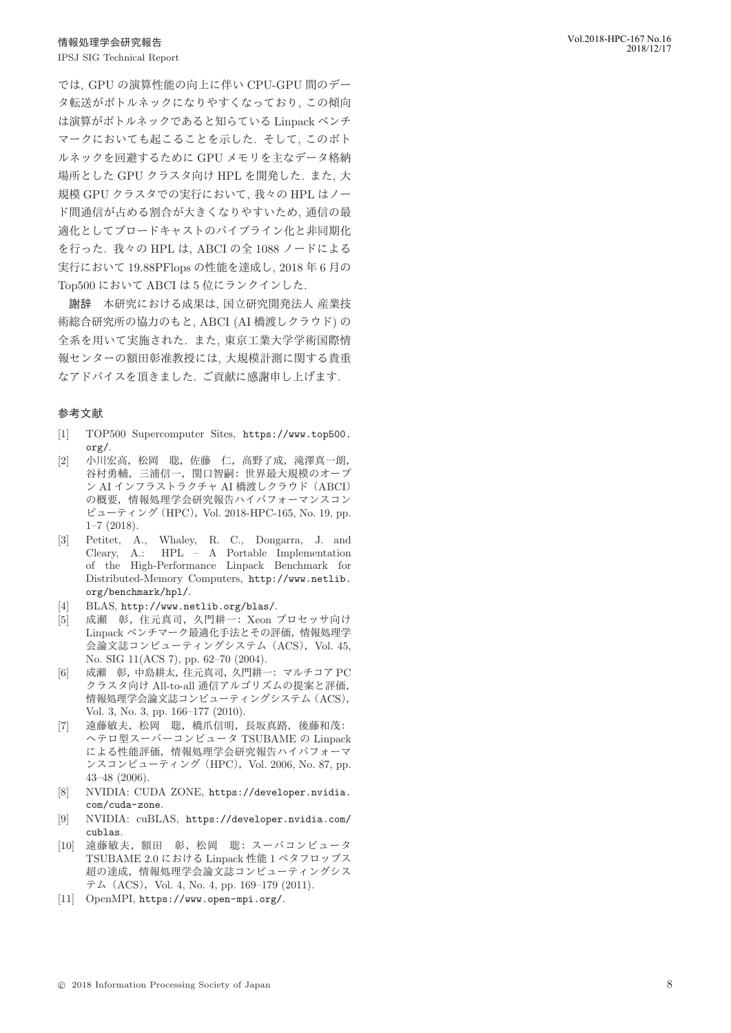では, GPU の演算性能の向上に伴い CPU-GPU 間のデータ転送がボトルネックになりやすくなっており, この傾向は演算がボトルネックであると知らている Linpack ベンチマークにおいても起こることを示した. そして, このボトルネックを回避するために GPU メモリを主なデータ格納場所とした GPU クラスタ向け HPL を開発した. また, 大規模 GPU クラスタでの実行において, 我々の HPL はノード間通信が占める割合が大きくなりやすいため, 通信の最適化としてブロードキャストのパイプライン化と非同期化を行った. 我々の HPL は, ABCI の全 1088 ノードによる実行において 19.88PFlops の性能を達成し, 2018 年 6 月の Top500 において ABCI は 5 位にランクインした.

**謝辞** 本研究における成果は, 国立研究開発法人 産業技術総合研究所の協力のもと, ABCI (AI 橋渡しクラウド) の全系を用いて実施された. また, 東京工業大学学術国際情報センターの額田彰准教授には, 大規模計測に関する貴重なアドバイスを頂きました. ご貢献に感謝申し上げます.

## 参考文献

[1] TOP500 Supercomputer Sites, https://www.top500.org/.

[2] 小川宏高，松岡　聡，佐藤　仁，高野了成，滝澤真一朗，谷村勇輔，三浦信一，関口智嗣：世界最大規模のオープン AI インフラストラクチャ AI 橋渡しクラウド（ABCI）の概要，情報処理学会研究報告ハイパフォーマンスコンピューティング（HPC），Vol. 2018-HPC-165, No. 19, pp. 1–7 (2018).

[3] Petitet, A., Whaley, R. C., Dongarra, J. and Cleary, A.: HPL – A Portable Implementation of the High-Performance Linpack Benchmark for Distributed-Memory Computers, http://www.netlib.org/benchmark/hpl/.

[4] BLAS, http://www.netlib.org/blas/.

[5] 成瀬　彰，住元真司，久門耕一：Xeon プロセッサ向け Linpack ベンチマーク最適化手法とその評価，情報処理学会論文誌コンピューティングシステム（ACS），Vol. 45, No. SIG 11(ACS 7), pp. 62–70 (2004).

[6] 成瀬　彰，中島耕太，住元真司，久門耕一：マルチコア PC クラスタ向け All-to-all 通信アルゴリズムの提案と評価，情報処理学会論文誌コンピューティングシステム（ACS），Vol. 3, No. 3, pp. 166–177 (2010).

[7] 遠藤敏夫，松岡　聡，橋爪信明，長坂真路，後藤和茂：ヘテロ型スーパーコンピュータ TSUBAME の Linpack による性能評価，情報処理学会研究報告ハイパフォーマンスコンピューティング（HPC），Vol. 2006, No. 87, pp. 43–48 (2006).

[8] NVIDIA: CUDA ZONE, https://developer.nvidia.com/cuda-zone.

[9] NVIDIA: cuBLAS, https://developer.nvidia.com/cublas.

[10] 遠藤敏夫，額田　彰，松岡　聡：スーパコンピュータ TSUBAME 2.0 における Linpack 性能 1 ペタフロップス超の達成，情報処理学会論文誌コンピューティングシステム（ACS），Vol. 4, No. 4, pp. 169–179 (2011).

[11] OpenMPI, https://www.open-mpi.org/.